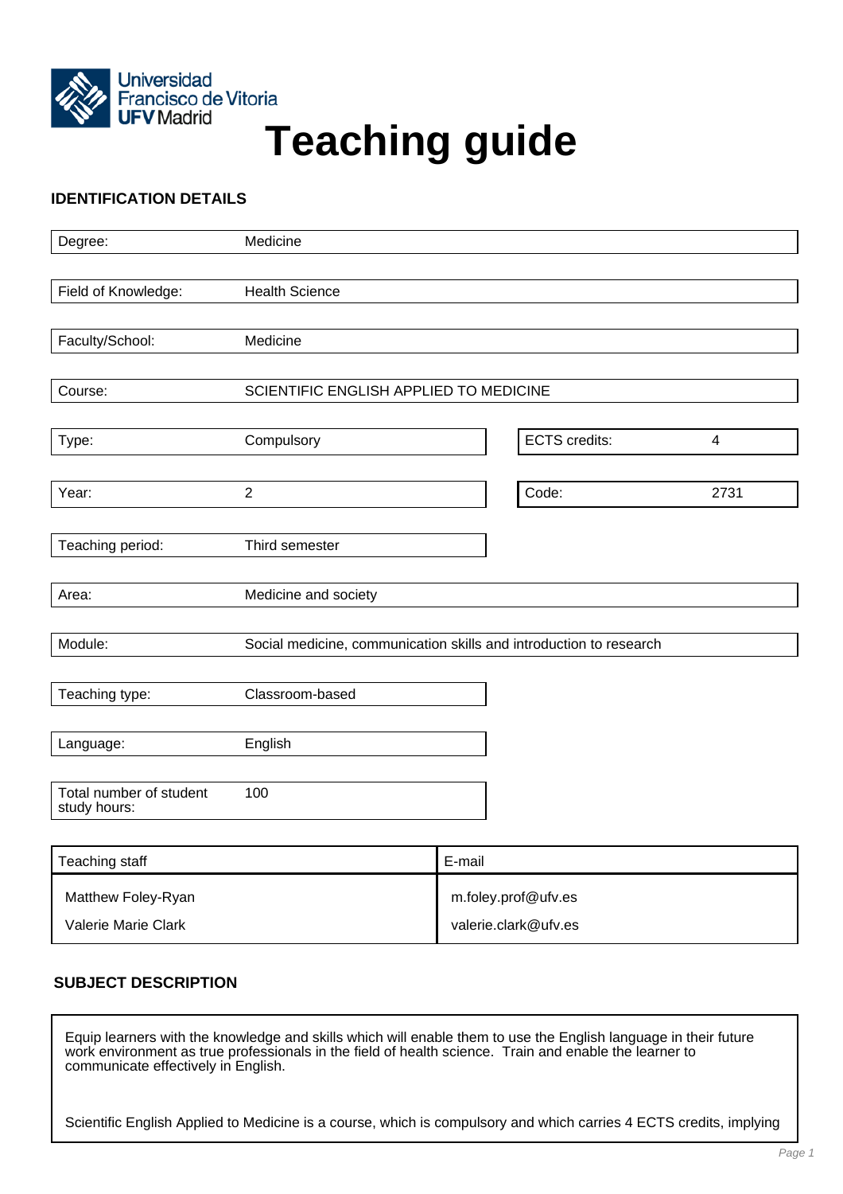Universidad Francisco de Vitoria UFV Madrid

# Teaching guide

## IDENTIFICATION DETAILS

| | |
|---|---|
| Degree: | Medicine |
| Field of Knowledge: | Health Science |
| Faculty/School: | Medicine |
| Course: | SCIENTIFIC ENGLISH APPLIED TO MEDICINE |
| Type: | Compulsory |
| ECTS credits: | 4 |
| Year: | 2 |
| Code: | 2731 |
| Teaching period: | Third semester |
| Area: | Medicine and society |
| Module: | Social medicine, communication skills and introduction to research |
| Teaching type: | Classroom-based |
| Language: | English |
| Total number of student study hours: | 100 |

| Teaching staff | E-mail |
|---|---|
| Matthew Foley-Ryan | m.foley.prof@ufv.es |
| Valerie Marie Clark | valerie.clark@ufv.es |

## SUBJECT DESCRIPTION

Equip learners with the knowledge and skills which will enable them to use the English language in their future work environment as true professionals in the field of health science. Train and enable the learner to communicate effectively in English.

Scientific English Applied to Medicine is a course, which is compulsory and which carries 4 ECTS credits, implying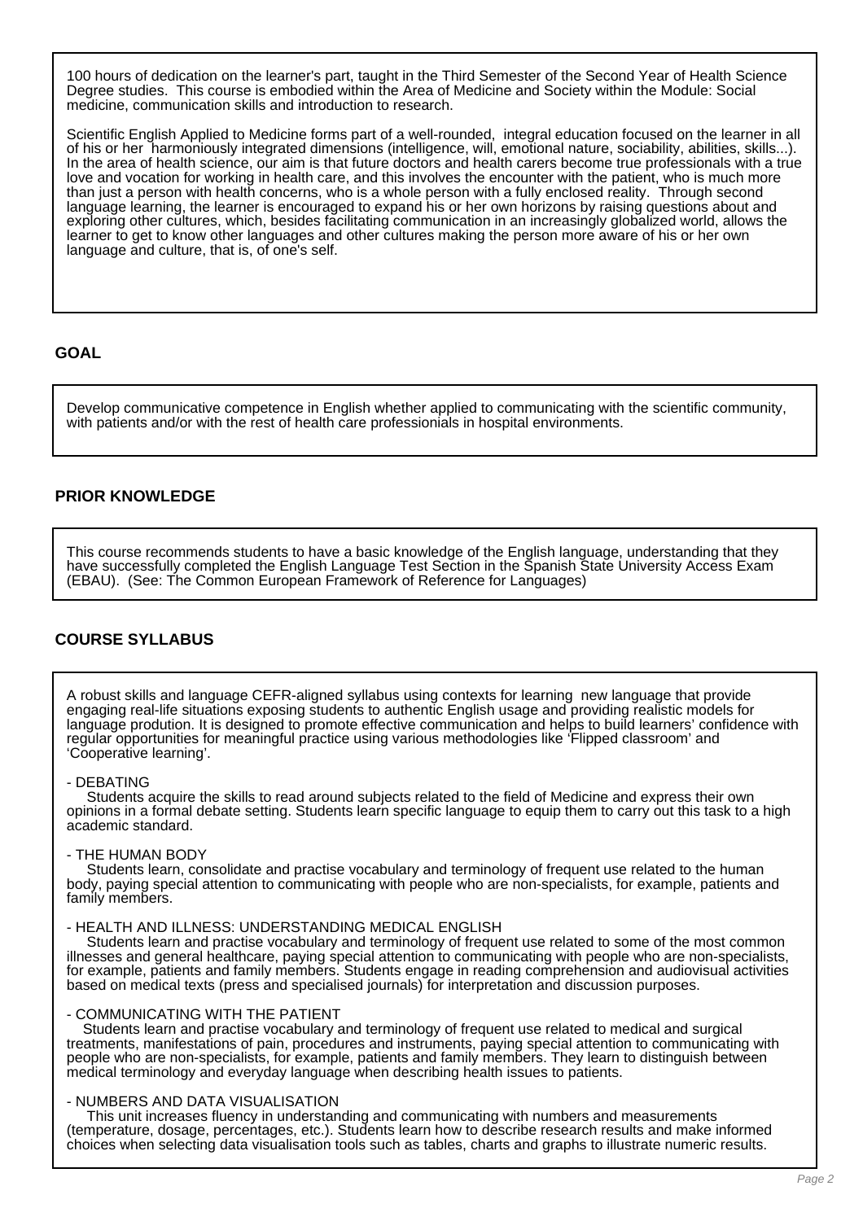100 hours of dedication on the learner's part, taught in the Third Semester of the Second Year of Health Science Degree studies. This course is embodied within the Area of Medicine and Society within the Module: Social medicine, communication skills and introduction to research.

Scientific English Applied to Medicine forms part of a well-rounded, integral education focused on the learner in all of his or her harmoniously integrated dimensions (intelligence, will, emotional nature, sociability, abilities, skills...). In the area of health science, our aim is that future doctors and health carers become true professionals with a true love and vocation for working in health care, and this involves the encounter with the patient, who is much more than just a person with health concerns, who is a whole person with a fully enclosed reality. Through second language learning, the learner is encouraged to expand his or her own horizons by raising questions about and exploring other cultures, which, besides facilitating communication in an increasingly globalized world, allows the learner to get to know other languages and other cultures making the person more aware of his or her own language and culture, that is, of one's self.

## GOAL

Develop communicative competence in English whether applied to communicating with the scientific community, with patients and/or with the rest of health care professionials in hospital environments.

## PRIOR KNOWLEDGE

This course recommends students to have a basic knowledge of the English language, understanding that they have successfully completed the English Language Test Section in the Spanish State University Access Exam (EBAU). (See: The Common European Framework of Reference for Languages)

## COURSE SYLLABUS

A robust skills and language CEFR-aligned syllabus using contexts for learning new language that provide engaging real-life situations exposing students to authentic English usage and providing realistic models for language prodution. It is designed to promote effective communication and helps to build learners' confidence with regular opportunities for meaningful practice using various methodologies like 'Flipped classroom' and 'Cooperative learning'.

- DEBATING

Students acquire the skills to read around subjects related to the field of Medicine and express their own opinions in a formal debate setting. Students learn specific language to equip them to carry out this task to a high academic standard.

- THE HUMAN BODY

Students learn, consolidate and practise vocabulary and terminology of frequent use related to the human body, paying special attention to communicating with people who are non-specialists, for example, patients and family members.

- HEALTH AND ILLNESS: UNDERSTANDING MEDICAL ENGLISH

Students learn and practise vocabulary and terminology of frequent use related to some of the most common illnesses and general healthcare, paying special attention to communicating with people who are non-specialists, for example, patients and family members. Students engage in reading comprehension and audiovisual activities based on medical texts (press and specialised journals) for interpretation and discussion purposes.

- COMMUNICATING WITH THE PATIENT

Students learn and practise vocabulary and terminology of frequent use related to medical and surgical treatments, manifestations of pain, procedures and instruments, paying special attention to communicating with people who are non-specialists, for example, patients and family members. They learn to distinguish between medical terminology and everyday language when describing health issues to patients.

- NUMBERS AND DATA VISUALISATION

This unit increases fluency in understanding and communicating with numbers and measurements (temperature, dosage, percentages, etc.). Students learn how to describe research results and make informed choices when selecting data visualisation tools such as tables, charts and graphs to illustrate numeric results.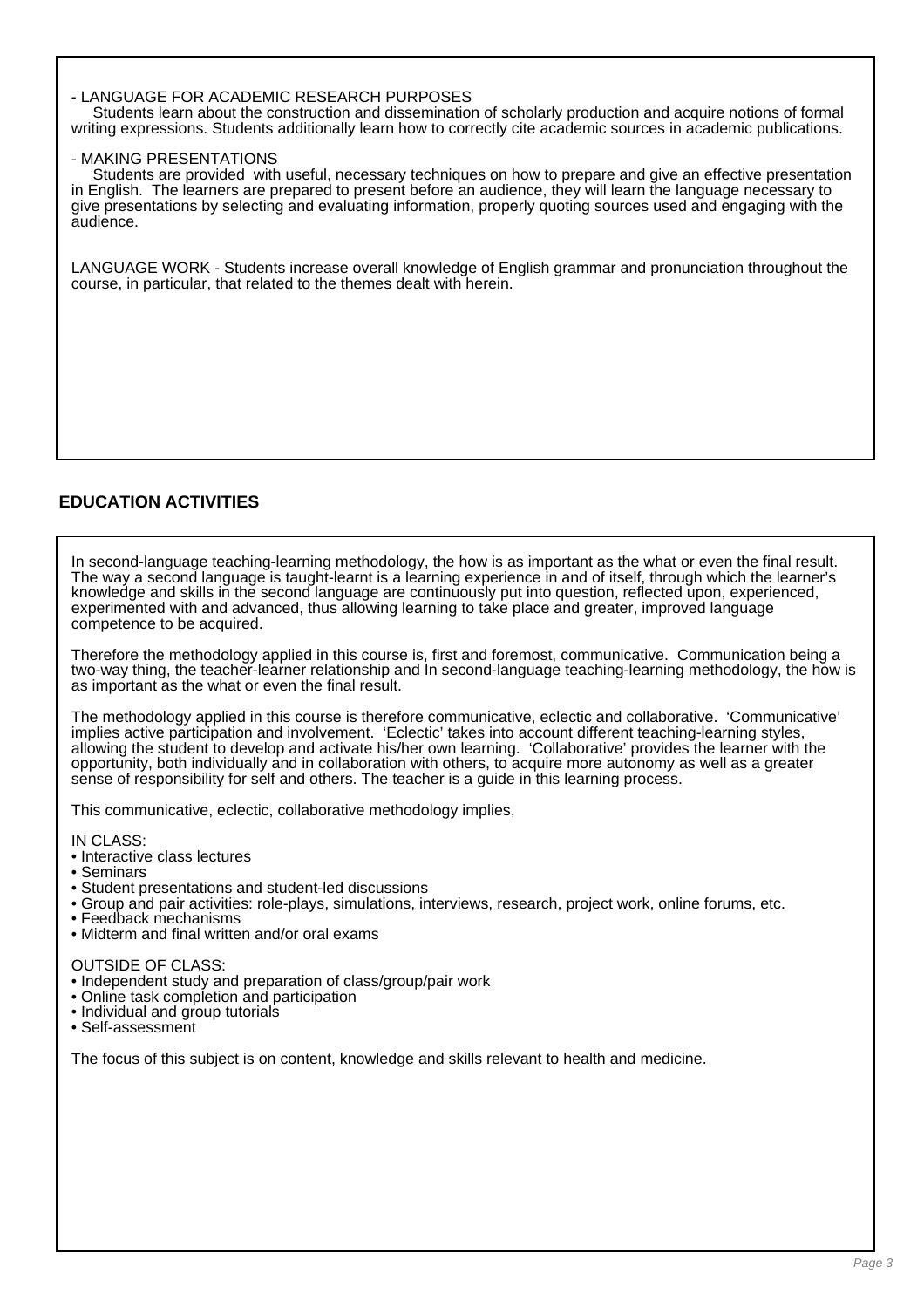- LANGUAGE FOR ACADEMIC RESEARCH PURPOSES

Students learn about the construction and dissemination of scholarly production and acquire notions of formal writing expressions. Students additionally learn how to correctly cite academic sources in academic publications.

- MAKING PRESENTATIONS

Students are provided with useful, necessary techniques on how to prepare and give an effective presentation in English. The learners are prepared to present before an audience, they will learn the language necessary to give presentations by selecting and evaluating information, properly quoting sources used and engaging with the audience.

LANGUAGE WORK - Students increase overall knowledge of English grammar and pronunciation throughout the course, in particular, that related to the themes dealt with herein.

## EDUCATION ACTIVITIES

In second-language teaching-learning methodology, the how is as important as the what or even the final result. The way a second language is taught-learnt is a learning experience in and of itself, through which the learner's knowledge and skills in the second language are continuously put into question, reflected upon, experienced, experimented with and advanced, thus allowing learning to take place and greater, improved language competence to be acquired.

Therefore the methodology applied in this course is, first and foremost, communicative. Communication being a two-way thing, the teacher-learner relationship and In second-language teaching-learning methodology, the how is as important as the what or even the final result.

The methodology applied in this course is therefore communicative, eclectic and collaborative. 'Communicative' implies active participation and involvement. 'Eclectic' takes into account different teaching-learning styles, allowing the student to develop and activate his/her own learning. 'Collaborative' provides the learner with the opportunity, both individually and in collaboration with others, to acquire more autonomy as well as a greater sense of responsibility for self and others. The teacher is a guide in this learning process.

This communicative, eclectic, collaborative methodology implies,

IN CLASS:
- Interactive class lectures
- Seminars
- Student presentations and student-led discussions
- Group and pair activities: role-plays, simulations, interviews, research, project work, online forums, etc.
- Feedback mechanisms
- Midterm and final written and/or oral exams

OUTSIDE OF CLASS:
- Independent study and preparation of class/group/pair work
- Online task completion and participation
- Individual and group tutorials
- Self-assessment

The focus of this subject is on content, knowledge and skills relevant to health and medicine.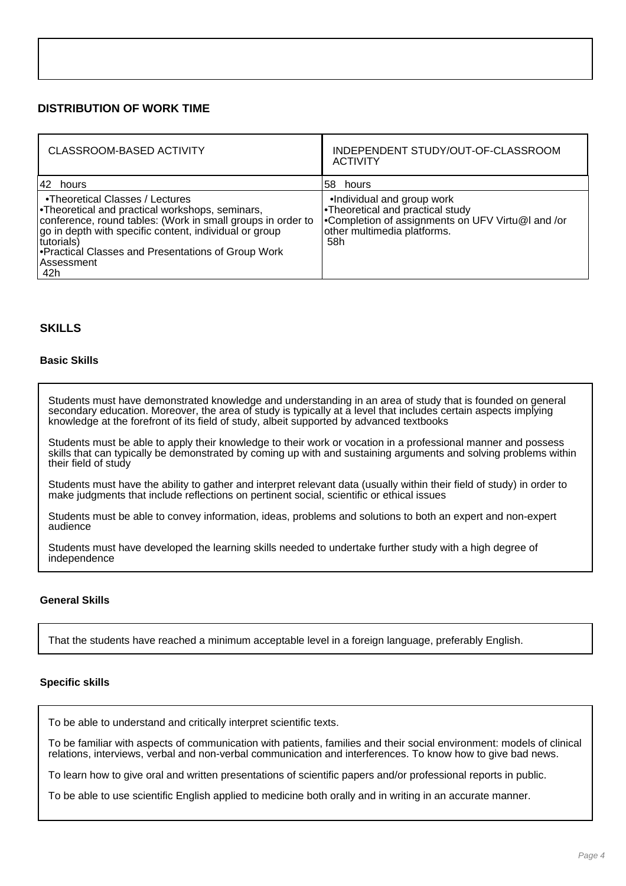## DISTRIBUTION OF WORK TIME

| CLASSROOM-BASED ACTIVITY | INDEPENDENT STUDY/OUT-OF-CLASSROOM ACTIVITY |
|---|---|
| 42 hours | 58 hours |
| •Theoretical Classes / Lectures<br>•Theoretical and practical workshops, seminars, conference, round tables: (Work in small groups in order to go in depth with specific content, individual or group tutorials)<br>•Practical Classes and Presentations of Group Work<br>Assessment<br>42h | •Individual and group work<br>•Theoretical and practical study<br>•Completion of assignments on UFV Virtu@l and /or other multimedia platforms.<br>58h |

## SKILLS

### Basic Skills

Students must have demonstrated knowledge and understanding in an area of study that is founded on general secondary education. Moreover, the area of study is typically at a level that includes certain aspects implying knowledge at the forefront of its field of study, albeit supported by advanced textbooks

Students must be able to apply their knowledge to their work or vocation in a professional manner and possess skills that can typically be demonstrated by coming up with and sustaining arguments and solving problems within their field of study

Students must have the ability to gather and interpret relevant data (usually within their field of study) in order to make judgments that include reflections on pertinent social, scientific or ethical issues

Students must be able to convey information, ideas, problems and solutions to both an expert and non-expert audience

Students must have developed the learning skills needed to undertake further study with a high degree of independence

### General Skills

That the students have reached a minimum acceptable level in a foreign language, preferably English.

### Specific skills

To be able to understand and critically interpret scientific texts.

To be familiar with aspects of communication with patients, families and their social environment: models of clinical relations, interviews, verbal and non-verbal communication and interferences. To know how to give bad news.

To learn how to give oral and written presentations of scientific papers and/or professional reports in public.

To be able to use scientific English applied to medicine both orally and in writing in an accurate manner.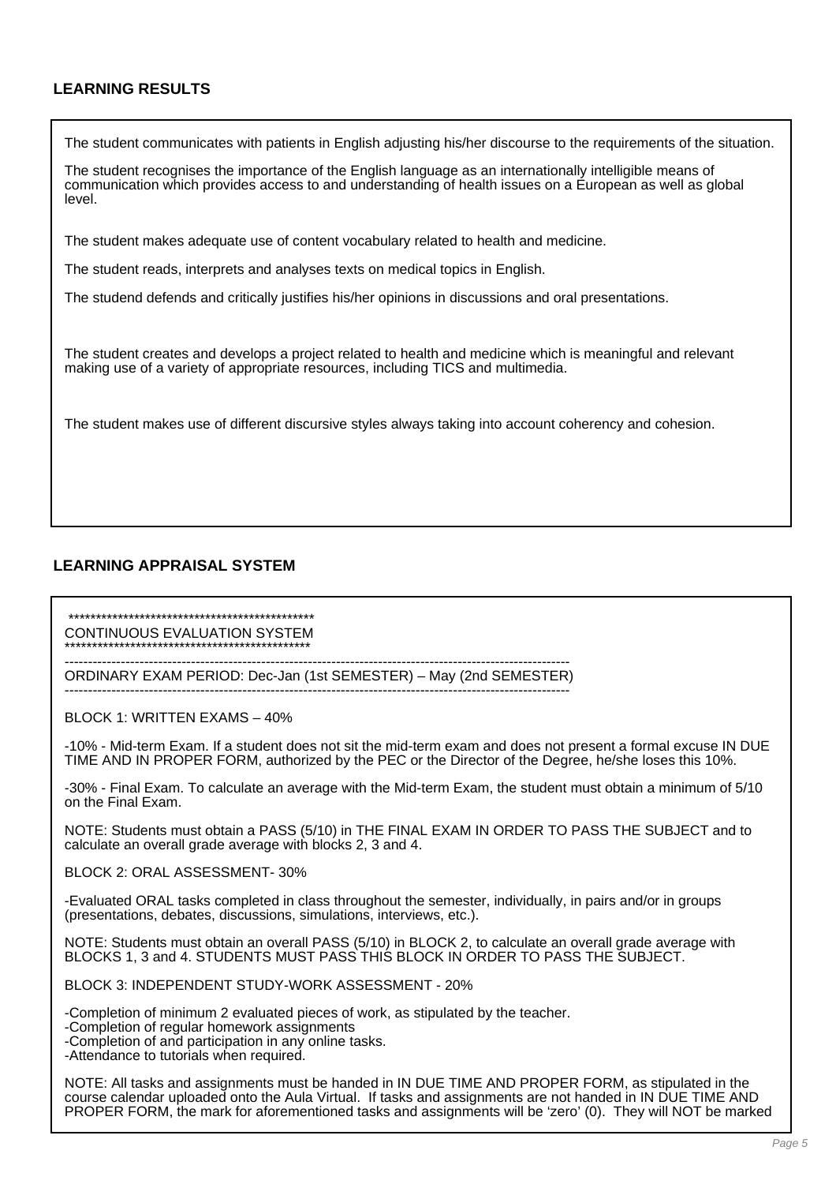## LEARNING RESULTS

The student communicates with patients in English adjusting his/her discourse to the requirements of the situation.

The student recognises the importance of the English language as an internationally intelligible means of communication which provides access to and understanding of health issues on a European as well as global level.

The student makes adequate use of content vocabulary related to health and medicine.

The student reads, interprets and analyses texts on medical topics in English.

The studend defends and critically justifies his/her opinions in discussions and oral presentations.

The student creates and develops a project related to health and medicine which is meaningful and relevant making use of a variety of appropriate resources, including TICS and multimedia.

The student makes use of different discursive styles always taking into account coherency and cohesion.

## LEARNING APPRAISAL SYSTEM

*********************************************
CONTINUOUS EVALUATION SYSTEM
*********************************************

----------------------------------------------------------------------------------------------------------
ORDINARY EXAM PERIOD: Dec-Jan (1st SEMESTER) – May (2nd SEMESTER)
----------------------------------------------------------------------------------------------------------

BLOCK 1: WRITTEN EXAMS – 40%

-10% - Mid-term Exam. If a student does not sit the mid-term exam and does not present a formal excuse IN DUE TIME AND IN PROPER FORM, authorized by the PEC or the Director of the Degree, he/she loses this 10%.

-30% - Final Exam. To calculate an average with the Mid-term Exam, the student must obtain a minimum of 5/10 on the Final Exam.

NOTE: Students must obtain a PASS (5/10) in THE FINAL EXAM IN ORDER TO PASS THE SUBJECT and to calculate an overall grade average with blocks 2, 3 and 4.

BLOCK 2: ORAL ASSESSMENT- 30%

-Evaluated ORAL tasks completed in class throughout the semester, individually, in pairs and/or in groups (presentations, debates, discussions, simulations, interviews, etc.).

NOTE: Students must obtain an overall PASS (5/10) in BLOCK 2, to calculate an overall grade average with BLOCKS 1, 3 and 4. STUDENTS MUST PASS THIS BLOCK IN ORDER TO PASS THE SUBJECT.

BLOCK 3: INDEPENDENT STUDY-WORK ASSESSMENT - 20%

-Completion of minimum 2 evaluated pieces of work, as stipulated by the teacher.
-Completion of regular homework assignments
-Completion of and participation in any online tasks.
-Attendance to tutorials when required.

NOTE: All tasks and assignments must be handed in IN DUE TIME AND PROPER FORM, as stipulated in the course calendar uploaded onto the Aula Virtual. If tasks and assignments are not handed in IN DUE TIME AND PROPER FORM, the mark for aforementioned tasks and assignments will be 'zero' (0). They will NOT be marked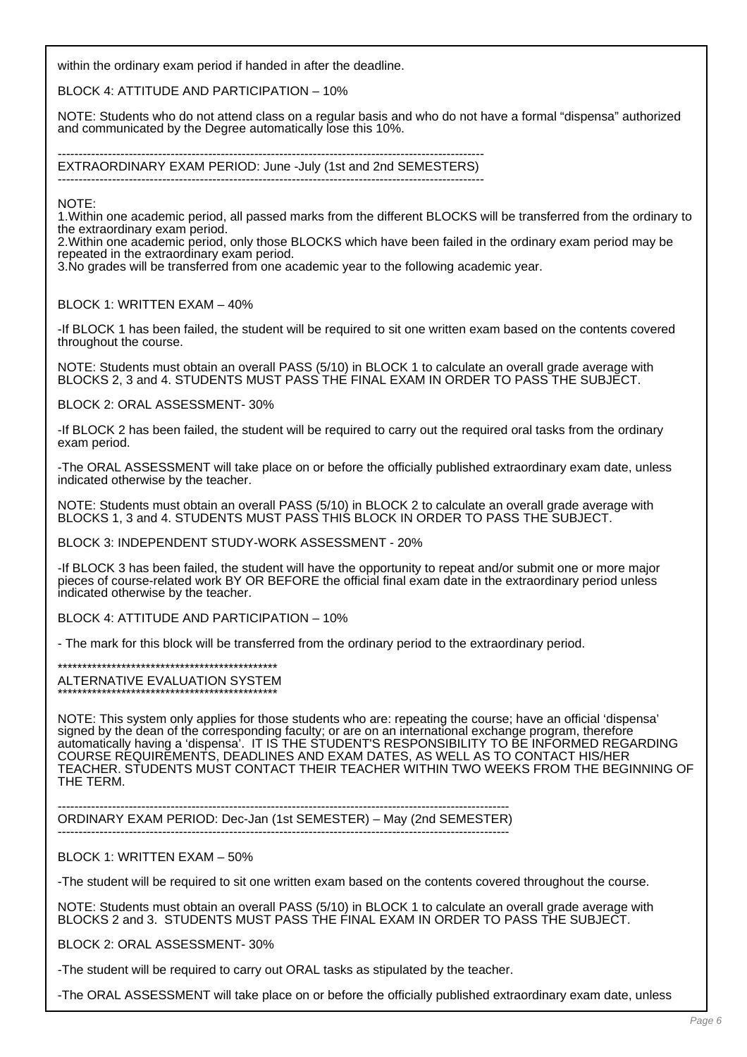within the ordinary exam period if handed in after the deadline.

BLOCK 4: ATTITUDE AND PARTICIPATION – 10%

NOTE: Students who do not attend class on a regular basis and who do not have a formal "dispensa" authorized and communicated by the Degree automatically lose this 10%.

----------------------------------------------------------------------------------------------------
EXTRAORDINARY EXAM PERIOD: June -July (1st and 2nd SEMESTERS)
----------------------------------------------------------------------------------------------------

NOTE:
1.Within one academic period, all passed marks from the different BLOCKS will be transferred from the ordinary to the extraordinary exam period.
2.Within one academic period, only those BLOCKS which have been failed in the ordinary exam period may be repeated in the extraordinary exam period.
3.No grades will be transferred from one academic year to the following academic year.

BLOCK 1: WRITTEN EXAM – 40%

-If BLOCK 1 has been failed, the student will be required to sit one written exam based on the contents covered throughout the course.

NOTE: Students must obtain an overall PASS (5/10) in BLOCK 1 to calculate an overall grade average with BLOCKS 2, 3 and 4. STUDENTS MUST PASS THE FINAL EXAM IN ORDER TO PASS THE SUBJECT.

BLOCK 2: ORAL ASSESSMENT- 30%

-If BLOCK 2 has been failed, the student will be required to carry out the required oral tasks from the ordinary exam period.

-The ORAL ASSESSMENT will take place on or before the officially published extraordinary exam date, unless indicated otherwise by the teacher.

NOTE: Students must obtain an overall PASS (5/10) in BLOCK 2 to calculate an overall grade average with BLOCKS 1, 3 and 4. STUDENTS MUST PASS THIS BLOCK IN ORDER TO PASS THE SUBJECT.

BLOCK 3: INDEPENDENT STUDY-WORK ASSESSMENT - 20%

-If BLOCK 3 has been failed, the student will have the opportunity to repeat and/or submit one or more major pieces of course-related work BY OR BEFORE the official final exam date in the extraordinary period unless indicated otherwise by the teacher.

BLOCK 4: ATTITUDE AND PARTICIPATION – 10%

- The mark for this block will be transferred from the ordinary period to the extraordinary period.

*********************************************
ALTERNATIVE EVALUATION SYSTEM
*********************************************

NOTE: This system only applies for those students who are: repeating the course; have an official 'dispensa' signed by the dean of the corresponding faculty; or are on an international exchange program, therefore automatically having a 'dispensa'. IT IS THE STUDENT'S RESPONSIBILITY TO BE INFORMED REGARDING COURSE REQUIREMENTS, DEADLINES AND EXAM DATES, AS WELL AS TO CONTACT HIS/HER TEACHER. STUDENTS MUST CONTACT THEIR TEACHER WITHIN TWO WEEKS FROM THE BEGINNING OF THE TERM.

----------------------------------------------------------------------------------------------------------
ORDINARY EXAM PERIOD: Dec-Jan (1st SEMESTER) – May (2nd SEMESTER)
----------------------------------------------------------------------------------------------------------

BLOCK 1: WRITTEN EXAM – 50%

-The student will be required to sit one written exam based on the contents covered throughout the course.

NOTE: Students must obtain an overall PASS (5/10) in BLOCK 1 to calculate an overall grade average with BLOCKS 2 and 3. STUDENTS MUST PASS THE FINAL EXAM IN ORDER TO PASS THE SUBJECT.

BLOCK 2: ORAL ASSESSMENT- 30%

-The student will be required to carry out ORAL tasks as stipulated by the teacher.

-The ORAL ASSESSMENT will take place on or before the officially published extraordinary exam date, unless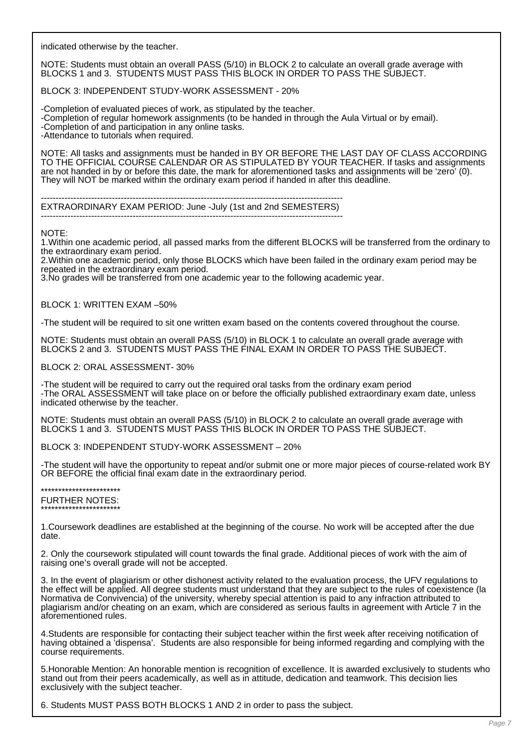indicated otherwise by the teacher.

NOTE: Students must obtain an overall PASS (5/10) in BLOCK 2 to calculate an overall grade average with BLOCKS 1 and 3. STUDENTS MUST PASS THIS BLOCK IN ORDER TO PASS THE SUBJECT.

BLOCK 3: INDEPENDENT STUDY-WORK ASSESSMENT - 20%

- Completion of evaluated pieces of work, as stipulated by the teacher.
- Completion of regular homework assignments (to be handed in through the Aula Virtual or by email).
- Completion of and participation in any online tasks.
- Attendance to tutorials when required.

NOTE: All tasks and assignments must be handed in BY OR BEFORE THE LAST DAY OF CLASS ACCORDING TO THE OFFICIAL COURSE CALENDAR OR AS STIPULATED BY YOUR TEACHER. If tasks and assignments are not handed in by or before this date, the mark for aforementioned tasks and assignments will be 'zero' (0). They will NOT be marked within the ordinary exam period if handed in after this deadline.

---

EXTRAORDINARY EXAM PERIOD: June -July (1st and 2nd SEMESTERS)

---

NOTE:
1. Within one academic period, all passed marks from the different BLOCKS will be transferred from the ordinary to the extraordinary exam period.
2. Within one academic period, only those BLOCKS which have been failed in the ordinary exam period may be repeated in the extraordinary exam period.
3. No grades will be transferred from one academic year to the following academic year.

BLOCK 1: WRITTEN EXAM –50%

- The student will be required to sit one written exam based on the contents covered throughout the course.

NOTE: Students must obtain an overall PASS (5/10) in BLOCK 1 to calculate an overall grade average with BLOCKS 2 and 3. STUDENTS MUST PASS THE FINAL EXAM IN ORDER TO PASS THE SUBJECT.

BLOCK 2: ORAL ASSESSMENT- 30%

- The student will be required to carry out the required oral tasks from the ordinary exam period
- The ORAL ASSESSMENT will take place on or before the officially published extraordinary exam date, unless indicated otherwise by the teacher.

NOTE: Students must obtain an overall PASS (5/10) in BLOCK 2 to calculate an overall grade average with BLOCKS 1 and 3. STUDENTS MUST PASS THIS BLOCK IN ORDER TO PASS THE SUBJECT.

BLOCK 3: INDEPENDENT STUDY-WORK ASSESSMENT – 20%

- The student will have the opportunity to repeat and/or submit one or more major pieces of course-related work BY OR BEFORE the official final exam date in the extraordinary period.

***********************
FURTHER NOTES:
***********************

1. Coursework deadlines are established at the beginning of the course. No work will be accepted after the due date.

2. Only the coursework stipulated will count towards the final grade. Additional pieces of work with the aim of raising one's overall grade will not be accepted.

3. In the event of plagiarism or other dishonest activity related to the evaluation process, the UFV regulations to the effect will be applied. All degree students must understand that they are subject to the rules of coexistence (la Normativa de Convivencia) of the university, whereby special attention is paid to any infraction attributed to plagiarism and/or cheating on an exam, which are considered as serious faults in agreement with Article 7 in the aforementioned rules.

4. Students are responsible for contacting their subject teacher within the first week after receiving notification of having obtained a 'dispensa'. Students are also responsible for being informed regarding and complying with the course requirements.

5. Honorable Mention: An honorable mention is recognition of excellence. It is awarded exclusively to students who stand out from their peers academically, as well as in attitude, dedication and teamwork. This decision lies exclusively with the subject teacher.

6. Students MUST PASS BOTH BLOCKS 1 AND 2 in order to pass the subject.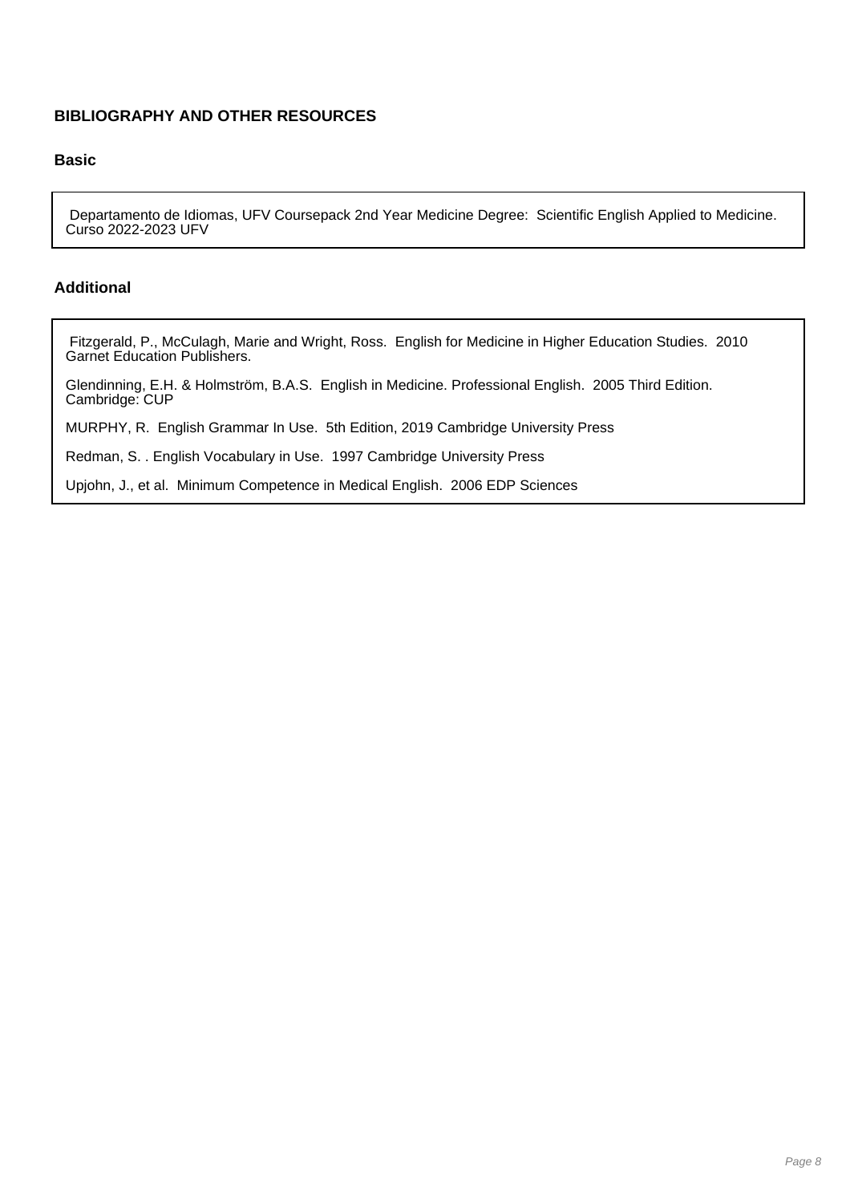## BIBLIOGRAPHY AND OTHER RESOURCES

### Basic

Departamento de Idiomas, UFV Coursepack 2nd Year Medicine Degree: Scientific English Applied to Medicine. Curso 2022-2023 UFV

### Additional

Fitzgerald, P., McCulagh, Marie and Wright, Ross. English for Medicine in Higher Education Studies. 2010 Garnet Education Publishers.

Glendinning, E.H. & Holmström, B.A.S. English in Medicine. Professional English. 2005 Third Edition. Cambridge: CUP

MURPHY, R. English Grammar In Use. 5th Edition, 2019 Cambridge University Press

Redman, S. . English Vocabulary in Use. 1997 Cambridge University Press

Upjohn, J., et al. Minimum Competence in Medical English. 2006 EDP Sciences